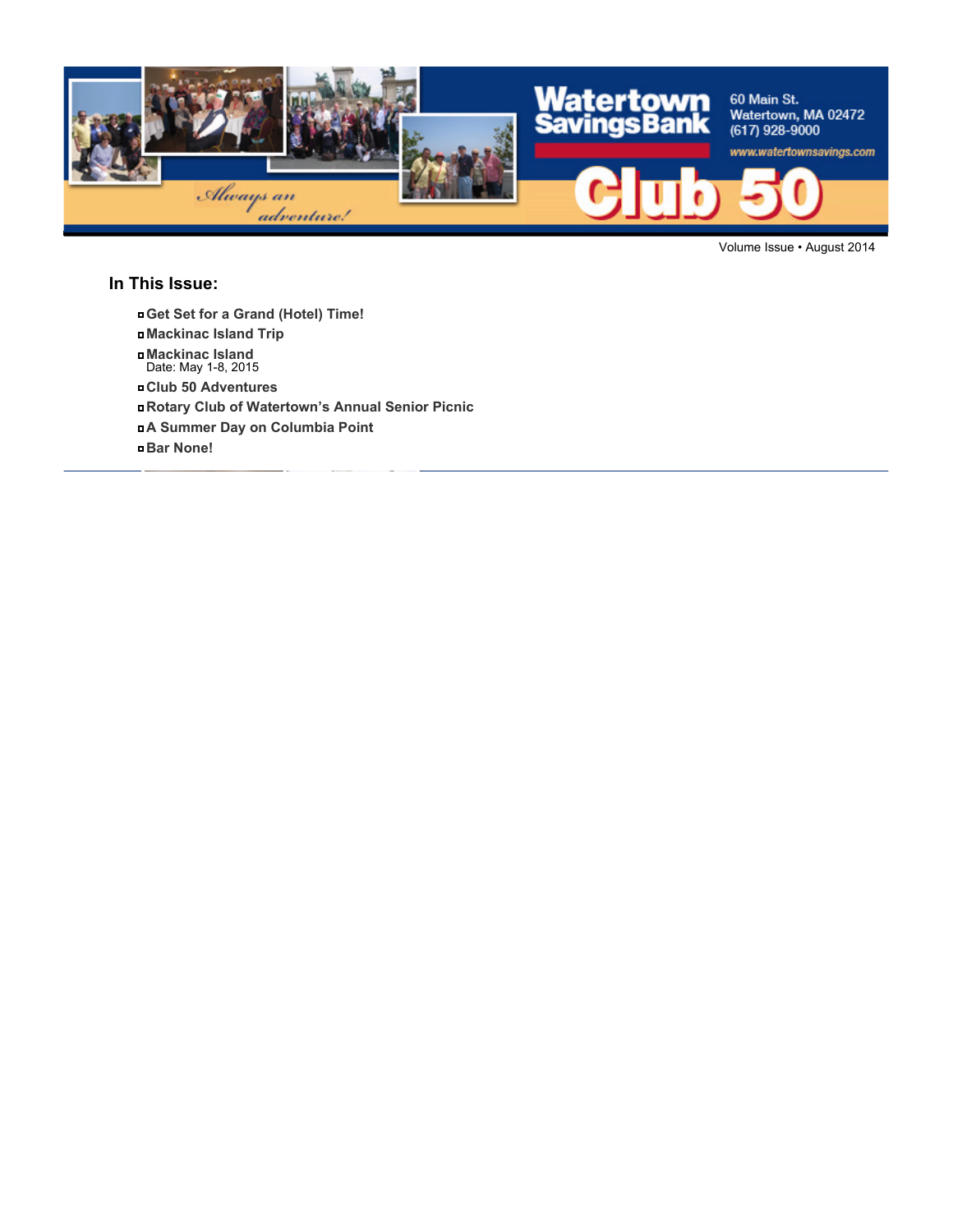Watertown Savings Bank

60 Main St.
Watertown, MA 02472
(617) 928-9000
www.watertownsavings.com

*Always an adventure!*

# Club 50

Volume Issue • August 2014

## In This Issue:

- **Get Set for a Grand (Hotel) Time!**
- **Mackinac Island Trip**
- **Mackinac Island**
  Date: May 1-8, 2015
- **Club 50 Adventures**
- **Rotary Club of Watertown's Annual Senior Picnic**
- **A Summer Day on Columbia Point**
- **Bar None!**

---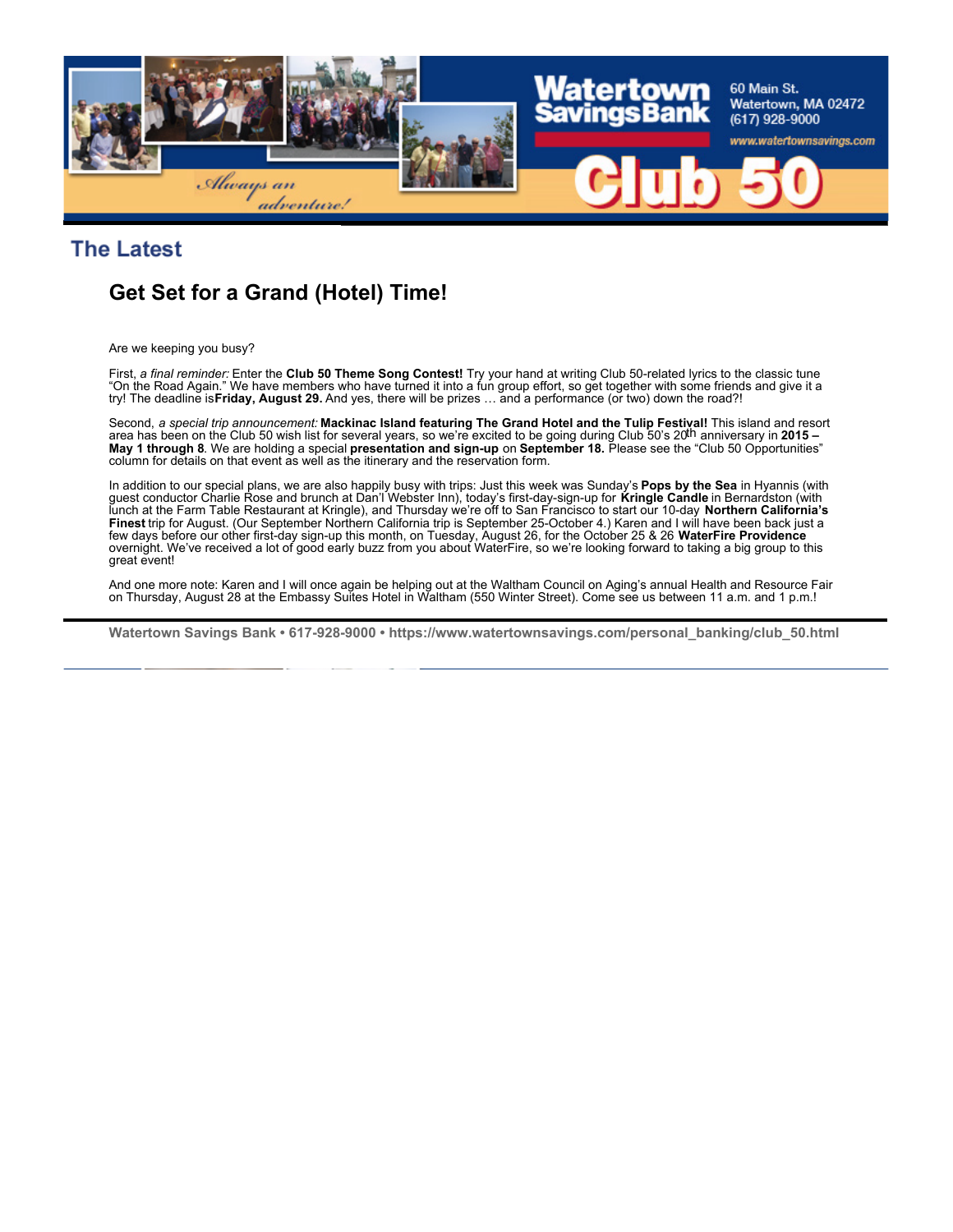## The Latest

# Get Set for a Grand (Hotel) Time!

Are we keeping you busy?

First, *a final reminder:* Enter the **Club 50 Theme Song Contest!** Try your hand at writing Club 50-related lyrics to the classic tune "On the Road Again." We have members who have turned it into a fun group effort, so get together with some friends and give it a try! The deadline is **Friday, August 29.** And yes, there will be prizes … and a performance (or two) down the road?!

Second, *a special trip announcement:* **Mackinac Island featuring The Grand Hotel and the Tulip Festival!** This island and resort area has been on the Club 50 wish list for several years, so we're excited to be going during Club 50's 20th anniversary in **2015 – May 1 through 8**. We are holding a special **presentation and sign-up** on **September 18.** Please see the "Club 50 Opportunities" column for details on that event as well as the itinerary and the reservation form.

In addition to our special plans, we are also happily busy with trips: Just this week was Sunday's **Pops by the Sea** in Hyannis (with guest conductor Charlie Rose and brunch at Dan'l Webster Inn), today's first-day-sign-up for **Kringle Candle** in Bernardston (with lunch at the Farm Table Restaurant at Kringle), and Thursday we're off to San Francisco to start our 10-day **Northern California's Finest** trip for August. (Our September Northern California trip is September 25-October 4.) Karen and I will have been back just a few days before our other first-day sign-up this month, on Tuesday, August 26, for the October 25 & 26 **WaterFire Providence** overnight. We've received a lot of good early buzz from you about WaterFire, so we're looking forward to taking a big group to this great event!

And one more note: Karen and I will once again be helping out at the Waltham Council on Aging's annual Health and Resource Fair on Thursday, August 28 at the Embassy Suites Hotel in Waltham (550 Winter Street). Come see us between 11 a.m. and 1 p.m.!

**Watertown Savings Bank • 617-928-9000 • https://www.watertownsavings.com/personal_banking/club_50.html**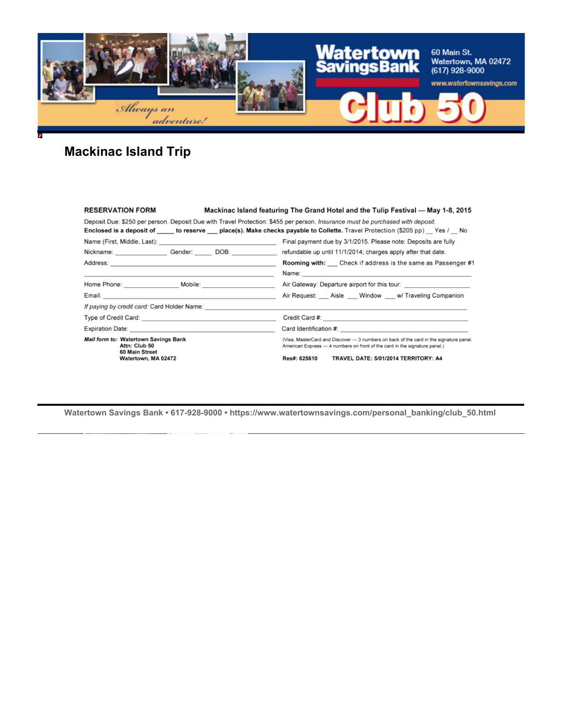Watertown Savings Bank
60 Main St.
Watertown, MA 02472
(617) 928-9000
www.watertownsavings.com

Always an adventure!

Club 50

## Mackinac Island Trip

**RESERVATION FORM** **Mackinac Island featuring The Grand Hotel and the Tulip Festival — May 1-8, 2015**

Deposit Due: $250 per person. Deposit Due with Travel Protection: $455 per person. *Insurance must be purchased with deposit.*

**Enclosed is a deposit of _____ to reserve ___ place(s). Make checks payable to Collette.** Travel Protection ($205 pp) __ Yes / __ No

Name (First, Middle, Last): ______________________________

Final payment due by 3/1/2015. Please note: Deposits are fully refundable up until 11/1/2014; charges apply after that date.

Nickname: _______________ Gender: _____ DOB: ____________

Address: ______________________________

**Rooming with:** ___ Check if address is the same as Passenger #1

Name: ______________________________

Home Phone: _______________ Mobile: _______________

Air Gateway: Departure airport for this tour: ________________

Email: ______________________________

Air Request: ___ Aisle ___ Window ___ w/ Traveling Companion

*If paying by credit card:* Card Holder Name: ______________________________

Type of Credit Card: ______________________________

Credit Card #: ______________________________

Expiration Date: ______________________________

Card Identification #: ______________________________

(Visa, MasterCard and Discover — 3 numbers on back of the card in the signature panel. American Express — 4 numbers on front of the card in the signature panel.)

***Mail form to:*** **Watertown Savings Bank**
**Attn: Club 50**
**60 Main Street**
**Watertown, MA 02472**

**Res#: 625610 TRAVEL DATE: 5/01/2014 TERRITORY: A4**

**Watertown Savings Bank • 617-928-9000 • https://www.watertownsavings.com/personal_banking/club_50.html**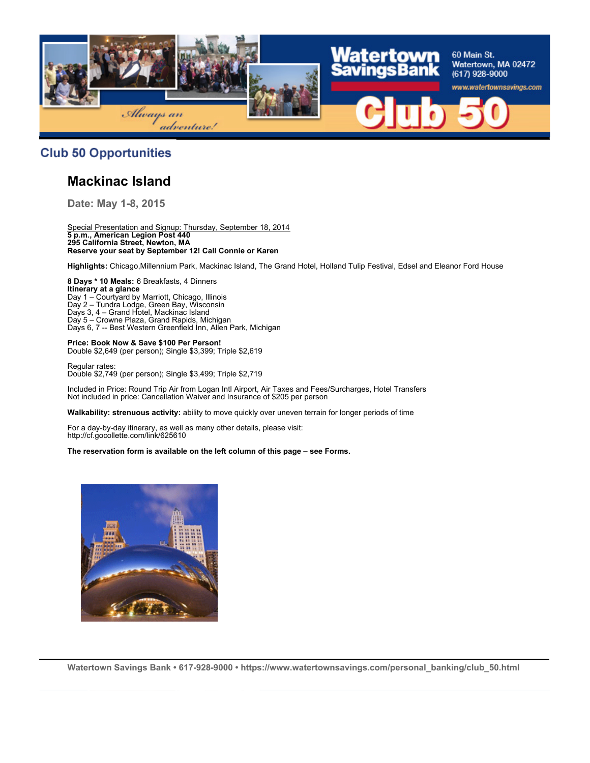## Club 50 Opportunities

# Mackinac Island

### Date: May 1-8, 2015

Special Presentation and Signup: Thursday, September 18, 2014
**5 p.m., American Legion Post 440**
**295 California Street, Newton, MA**
**Reserve your seat by September 12! Call Connie or Karen**

**Highlights:** Chicago,Millennium Park, Mackinac Island, The Grand Hotel, Holland Tulip Festival, Edsel and Eleanor Ford House

**8 Days * 10 Meals:** 6 Breakfasts, 4 Dinners
**Itinerary at a glance**
Day 1 – Courtyard by Marriott, Chicago, Illinois
Day 2 – Tundra Lodge, Green Bay, Wisconsin
Days 3, 4 – Grand Hotel, Mackinac Island
Day 5 – Crowne Plaza, Grand Rapids, Michigan
Days 6, 7 -- Best Western Greenfield Inn, Allen Park, Michigan

**Price: Book Now & Save $100 Per Person!**
Double $2,649 (per person); Single $3,399; Triple $2,619

Regular rates:
Double $2,749 (per person); Single $3,499; Triple $2,719

Included in Price: Round Trip Air from Logan Intl Airport, Air Taxes and Fees/Surcharges, Hotel Transfers
Not included in price: Cancellation Waiver and Insurance of $205 per person

**Walkability: strenuous activity:** ability to move quickly over uneven terrain for longer periods of time

For a day-by-day itinerary, as well as many other details, please visit:
http://cf.gocollette.com/link/625610

**The reservation form is available on the left column of this page – see Forms.**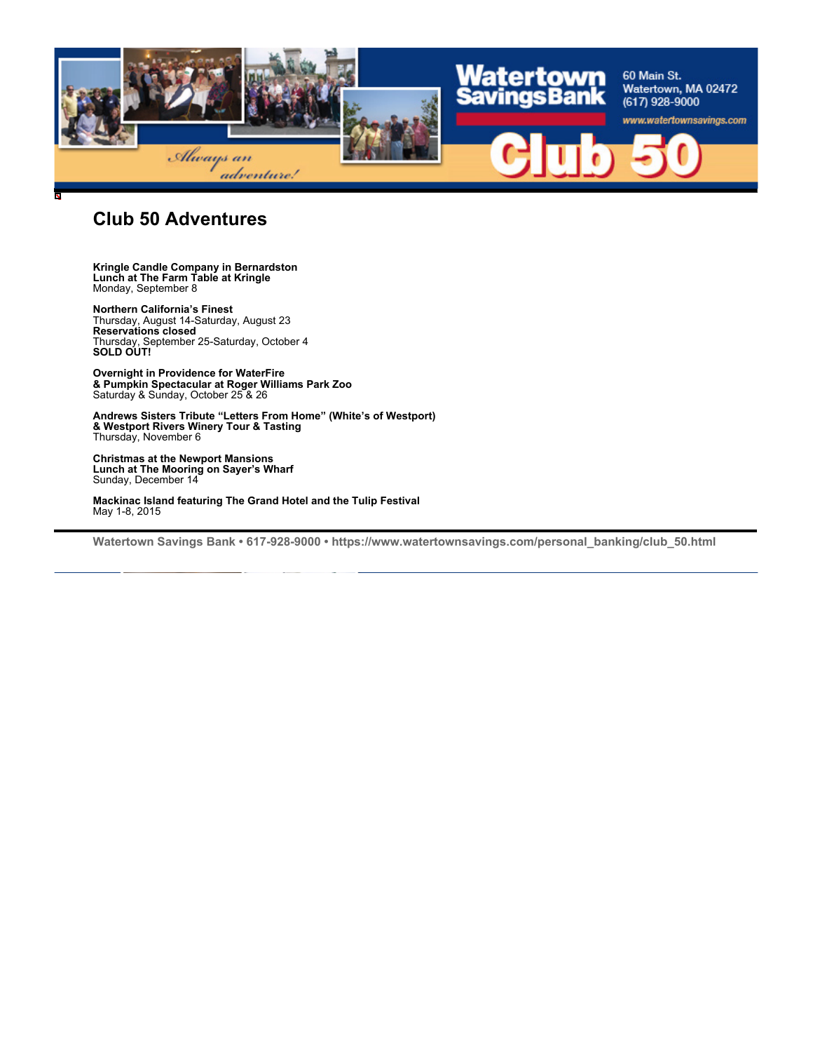Watertown Savings Bank

60 Main St.
Watertown, MA 02472
(617) 928-9000
www.watertownsavings.com

*Always an adventure!*

Club 50

# Club 50 Adventures

**Kringle Candle Company in Bernardston**
**Lunch at The Farm Table at Kringle**
Monday, September 8

**Northern California's Finest**
Thursday, August 14-Saturday, August 23
**Reservations closed**
Thursday, September 25-Saturday, October 4
**SOLD OUT!**

**Overnight in Providence for WaterFire**
**& Pumpkin Spectacular at Roger Williams Park Zoo**
Saturday & Sunday, October 25 & 26

**Andrews Sisters Tribute "Letters From Home" (White's of Westport)**
**& Westport Rivers Winery Tour & Tasting**
Thursday, November 6

**Christmas at the Newport Mansions**
**Lunch at The Mooring on Sayer's Wharf**
Sunday, December 14

**Mackinac Island featuring The Grand Hotel and the Tulip Festival**
May 1-8, 2015

---

**Watertown Savings Bank • 617-928-9000 • https://www.watertownsavings.com/personal_banking/club_50.html**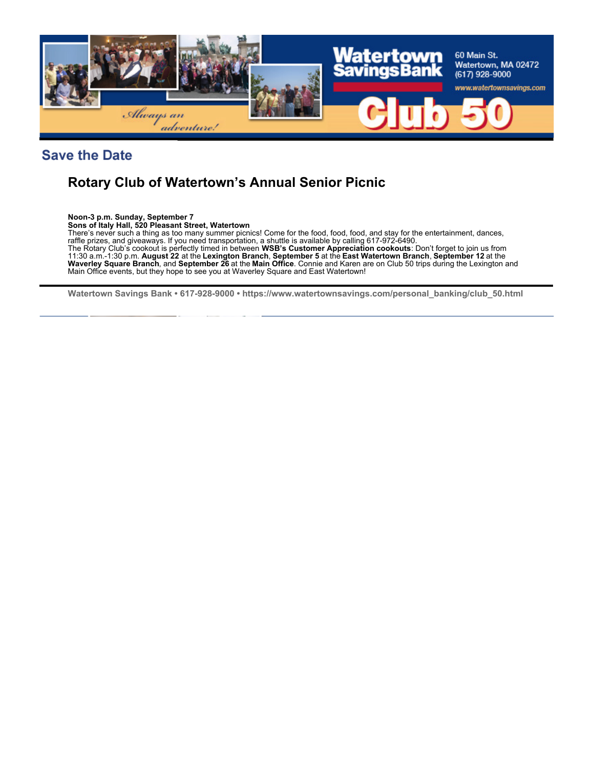## Save the Date

### Rotary Club of Watertown's Annual Senior Picnic

**Noon-3 p.m. Sunday, September 7**
**Sons of Italy Hall, 520 Pleasant Street, Watertown**
There's never such a thing as too many summer picnics! Come for the food, food, food, and stay for the entertainment, dances, raffle prizes, and giveaways. If you need transportation, a shuttle is available by calling 617-972-6490.
The Rotary Club's cookout is perfectly timed in between **WSB's Customer Appreciation cookouts**: Don't forget to join us from 11:30 a.m.-1:30 p.m. **August 22** at the **Lexington Branch**, **September 5** at the **East Watertown Branch**, **September 12** at the **Waverley Square Branch**, and **September 26** at the **Main Office**. Connie and Karen are on Club 50 trips during the Lexington and Main Office events, but they hope to see you at Waverley Square and East Watertown!

---

**Watertown Savings Bank • 617-928-9000 • https://www.watertownsavings.com/personal_banking/club_50.html**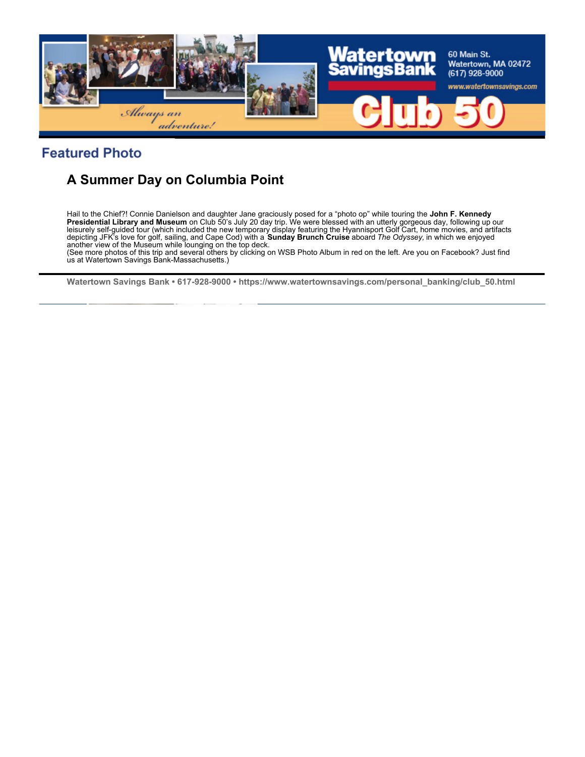## Featured Photo

### A Summer Day on Columbia Point

Hail to the Chief?! Connie Danielson and daughter Jane graciously posed for a “photo op” while touring the **John F. Kennedy Presidential Library and Museum** on Club 50’s July 20 day trip. We were blessed with an utterly gorgeous day, following up our leisurely self-guided tour (which included the new temporary display featuring the Hyannisport Golf Cart, home movies, and artifacts depicting JFK’s love for golf, sailing, and Cape Cod) with a **Sunday Brunch Cruise** aboard *The Odyssey,* in which we enjoyed another view of the Museum while lounging on the top deck.
(See more photos of this trip and several others by clicking on WSB Photo Album in red on the left. Are you on Facebook? Just find us at Watertown Savings Bank-Massachusetts.)

**Watertown Savings Bank • 617-928-9000 • https://www.watertownsavings.com/personal_banking/club_50.html**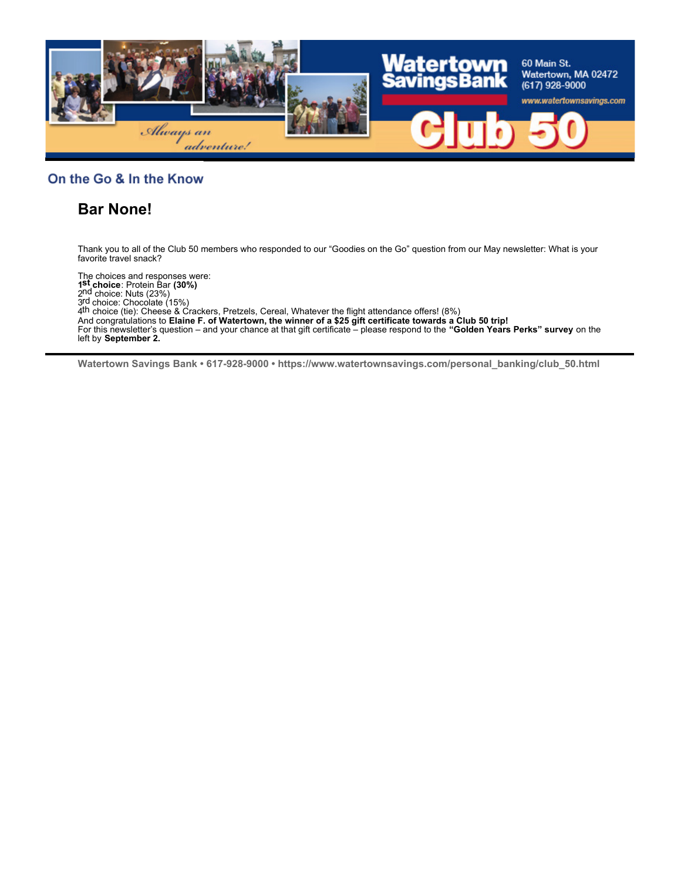## On the Go & In the Know

### Bar None!

Thank you to all of the Club 50 members who responded to our “Goodies on the Go” question from our May newsletter: What is your favorite travel snack?

The choices and responses were:
**1st choice**: Protein Bar **(30%)**
2nd choice: Nuts (23%)
3rd choice: Chocolate (15%)
4th choice (tie): Cheese & Crackers, Pretzels, Cereal, Whatever the flight attendance offers! (8%)
And congratulations to **Elaine F. of Watertown, the winner of a $25 gift certificate towards a Club 50 trip!**
For this newsletter’s question – and your chance at that gift certificate – please respond to the **“Golden Years Perks” survey** on the left by **September 2.**

**Watertown Savings Bank • 617-928-9000 • https://www.watertownsavings.com/personal_banking/club_50.html**